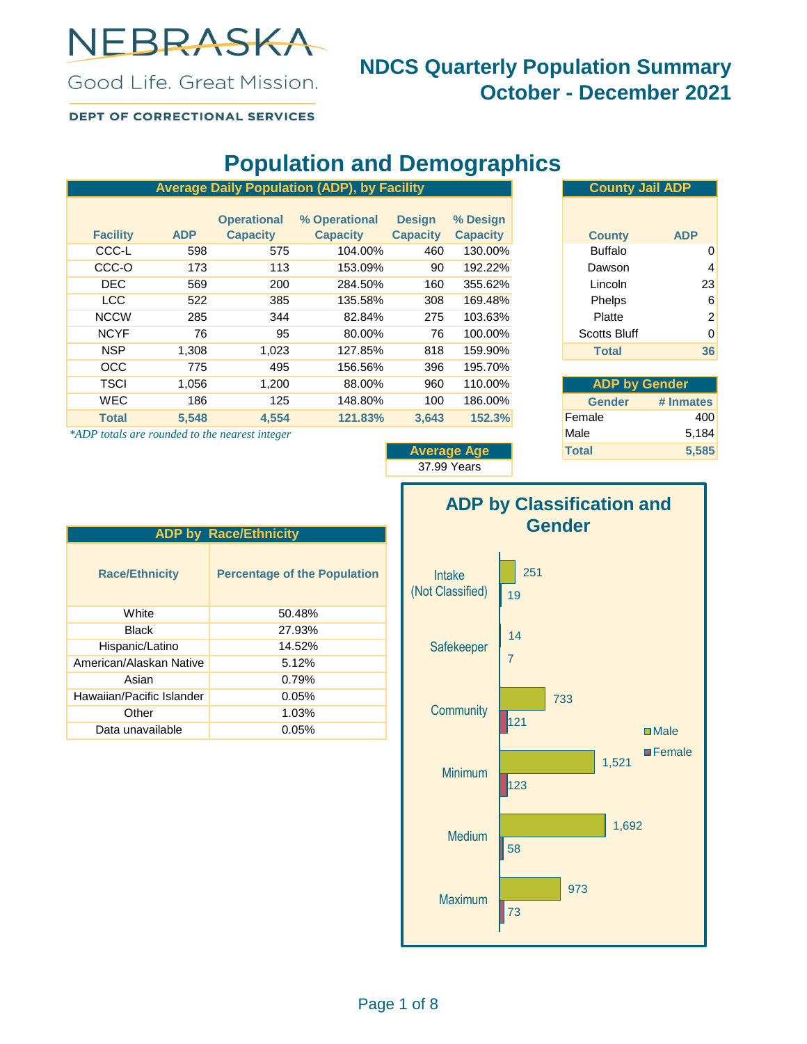NEBRASKA

Good Life. Great Mission.

DEPT OF CORRECTIONAL SERVICES

# NDCS Quarterly Population Summary
# October - December 2021

## Population and Demographics

**Average Daily Population (ADP), by Facility**

| Facility | ADP | Operational Capacity | % Operational Capacity | Design Capacity | % Design Capacity |
|---|---|---|---|---|---|
| CCC-L | 598 | 575 | 104.00% | 460 | 130.00% |
| CCC-O | 173 | 113 | 153.09% | 90 | 192.22% |
| DEC | 569 | 200 | 284.50% | 160 | 355.62% |
| LCC | 522 | 385 | 135.58% | 308 | 169.48% |
| NCCW | 285 | 344 | 82.84% | 275 | 103.63% |
| NCYF | 76 | 95 | 80.00% | 76 | 100.00% |
| NSP | 1,308 | 1,023 | 127.85% | 818 | 159.90% |
| OCC | 775 | 495 | 156.56% | 396 | 195.70% |
| TSCI | 1,056 | 1,200 | 88.00% | 960 | 110.00% |
| WEC | 186 | 125 | 148.80% | 100 | 186.00% |
| **Total** | **5,548** | **4,554** | **121.83%** | **3,643** | **152.3%** |

*\*ADP totals are rounded to the nearest integer*

**County Jail ADP**

| County | ADP |
|---|---|
| Buffalo | 0 |
| Dawson | 4 |
| Lincoln | 23 |
| Phelps | 6 |
| Platte | 2 |
| Scotts Bluff | 0 |
| **Total** | **36** |

**ADP by Gender**

| Gender | # Inmates |
|---|---|
| Female | 400 |
| Male | 5,184 |
| **Total** | **5,585** |

**Average Age**

37.99 Years

**ADP by Race/Ethnicity**

| Race/Ethnicity | Percentage of the Population |
|---|---|
| White | 50.48% |
| Black | 27.93% |
| Hispanic/Latino | 14.52% |
| American/Alaskan Native | 5.12% |
| Asian | 0.79% |
| Hawaiian/Pacific Islander | 0.05% |
| Other | 1.03% |
| Data unavailable | 0.05% |

**ADP by Classification and Gender**

| Classification | Male | Female |
|---|---|---|
| Intake (Not Classified) | 251 | 19 |
| Safekeeper | 14 | 7 |
| Community | 733 | 121 |
| Minimum | 1,521 | 123 |
| Medium | 1,692 | 58 |
| Maximum | 973 | 73 |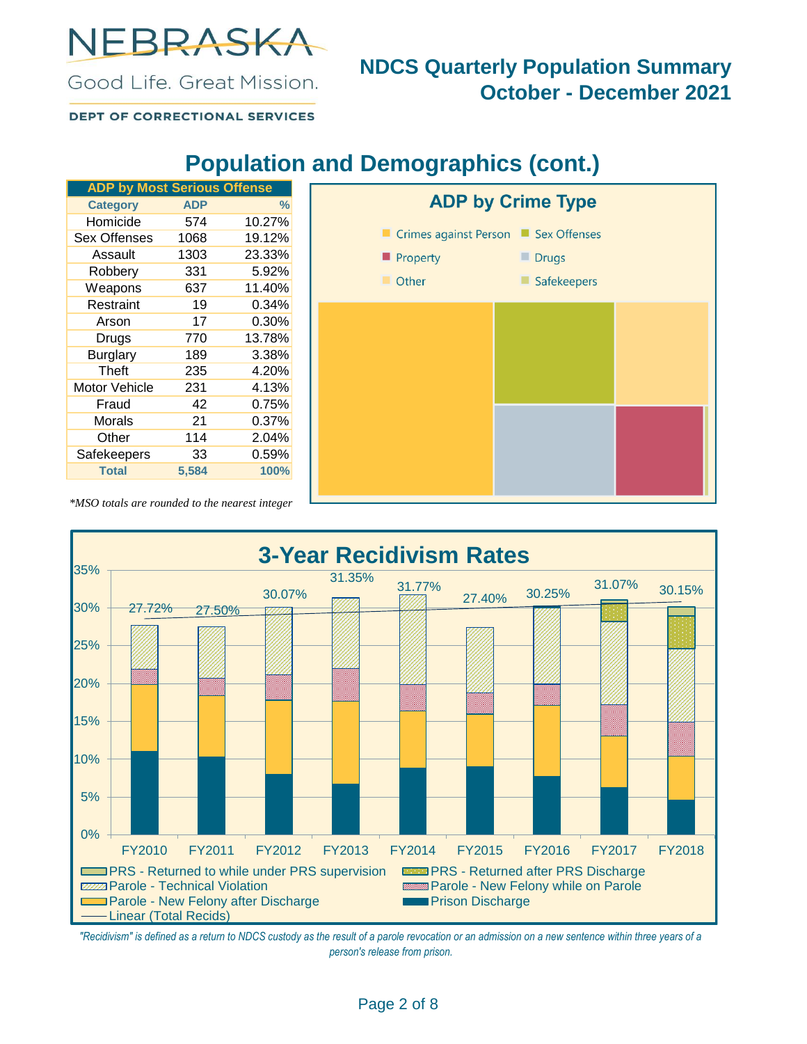# NDCS Quarterly Population Summary
## October - December 2021

## Population and Demographics (cont.)

**ADP by Most Serious Offense**

| Category | ADP | % |
|---|---|---|
| Homicide | 574 | 10.27% |
| Sex Offenses | 1068 | 19.12% |
| Assault | 1303 | 23.33% |
| Robbery | 331 | 5.92% |
| Weapons | 637 | 11.40% |
| Restraint | 19 | 0.34% |
| Arson | 17 | 0.30% |
| Drugs | 770 | 13.78% |
| Burglary | 189 | 3.38% |
| Theft | 235 | 4.20% |
| Motor Vehicle | 231 | 4.13% |
| Fraud | 42 | 0.75% |
| Morals | 21 | 0.37% |
| Other | 114 | 2.04% |
| Safekeepers | 33 | 0.59% |
| **Total** | **5,584** | **100%** |

*\*MSO totals are rounded to the nearest integer*

**ADP by Crime Type**

Crimes against Person, Sex Offenses, Property, Drugs, Other, Safekeepers

**3-Year Recidivism Rates**

| | FY2010 | FY2011 | FY2012 | FY2013 | FY2014 | FY2015 | FY2016 | FY2017 | FY2018 |
|---|---|---|---|---|---|---|---|---|---|
| Total | 27.72% | 27.50% | 30.07% | 31.35% | 31.77% | 27.40% | 30.25% | 31.07% | 30.15% |

Legend: PRS - Returned to while under PRS supervision; PRS - Returned after PRS Discharge; Parole - Technical Violation; Parole - New Felony while on Parole; Parole - New Felony after Discharge; Prison Discharge; Linear (Total Recids)

*"Recidivism" is defined as a return to NDCS custody as the result of a parole revocation or an admission on a new sentence within three years of a person's release from prison.*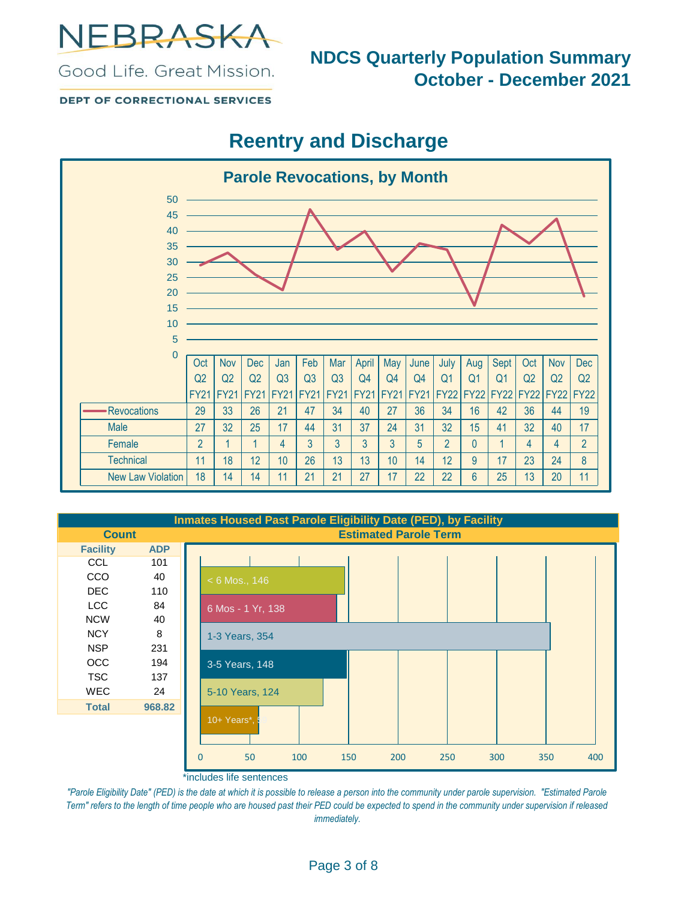# NDCS Quarterly Population Summary
## October - December 2021

DEPT OF CORRECTIONAL SERVICES

## Reentry and Discharge

### Parole Revocations, by Month

| | Oct Q2 FY21 | Nov Q2 FY21 | Dec Q2 FY21 | Jan Q3 FY21 | Feb Q3 FY21 | Mar Q3 FY21 | April Q4 FY21 | May Q4 FY21 | June Q4 FY21 | July Q1 FY22 | Aug Q1 FY22 | Sept Q1 FY22 | Oct Q2 FY22 | Nov Q2 FY22 | Dec Q2 FY22 |
|---|---|---|---|---|---|---|---|---|---|---|---|---|---|---|---|
| Revocations | 29 | 33 | 26 | 21 | 47 | 34 | 40 | 27 | 36 | 34 | 16 | 42 | 36 | 44 | 19 |
| Male | 27 | 32 | 25 | 17 | 44 | 31 | 37 | 24 | 31 | 32 | 15 | 41 | 32 | 40 | 17 |
| Female | 2 | 1 | 1 | 4 | 3 | 3 | 3 | 3 | 5 | 2 | 0 | 1 | 4 | 4 | 2 |
| Technical | 11 | 18 | 12 | 10 | 26 | 13 | 13 | 10 | 14 | 12 | 9 | 17 | 23 | 24 | 8 |
| New Law Violation | 18 | 14 | 14 | 11 | 21 | 21 | 27 | 17 | 22 | 22 | 6 | 25 | 13 | 20 | 11 |

### Inmates Housed Past Parole Eligibility Date (PED), by Facility

**Count**

| Facility | ADP |
|---|---|
| CCL | 101 |
| CCO | 40 |
| DEC | 110 |
| LCC | 84 |
| NCW | 40 |
| NCY | 8 |
| NSP | 231 |
| OCC | 194 |
| TSC | 137 |
| WEC | 24 |
| **Total** | **968.82** |

**Estimated Parole Term**

| Estimated Parole Term | Count |
|---|---|
| < 6 Mos. | 146 |
| 6 Mos - 1 Yr | 138 |
| 1-3 Years | 354 |
| 3-5 Years | 148 |
| 5-10 Years | 124 |
| 10+ Years* | 59 |

*includes life sentences

*"Parole Eligibility Date" (PED) is the date at which it is possible to release a person into the community under parole supervision. "Estimated Parole Term" refers to the length of time people who are housed past their PED could be expected to spend in the community under supervision if released immediately.*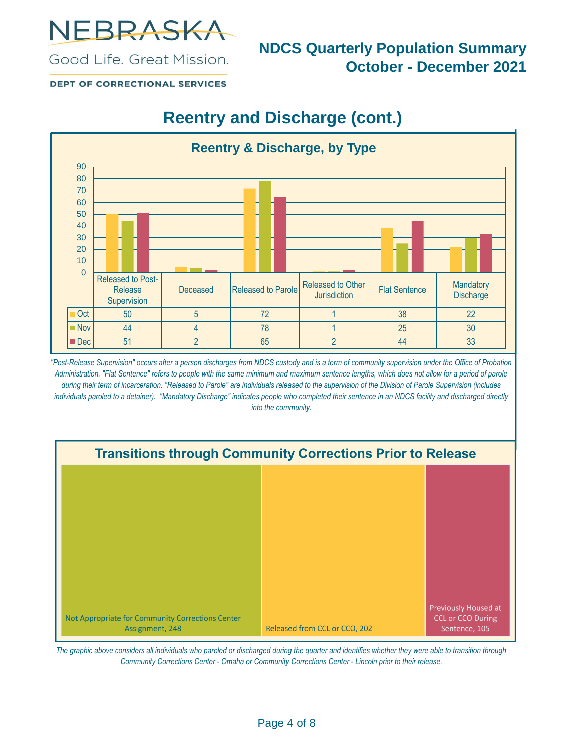# Reentry and Discharge (cont.)

## Reentry & Discharge, by Type

| | Released to Post-Release Supervision | Deceased | Released to Parole | Released to Other Jurisdiction | Flat Sentence | Mandatory Discharge |
|---|---|---|---|---|---|---|
| Oct | 50 | 5 | 72 | 1 | 38 | 22 |
| Nov | 44 | 4 | 78 | 1 | 25 | 30 |
| Dec | 51 | 2 | 65 | 2 | 44 | 33 |

*"Post-Release Supervision" occurs after a person discharges from NDCS custody and is a term of community supervision under the Office of Probation Administration. "Flat Sentence" refers to people with the same minimum and maximum sentence lengths, which does not allow for a period of parole during their term of incarceration. "Released to Parole" are individuals released to the supervision of the Division of Parole Supervision (includes individuals paroled to a detainer). "Mandatory Discharge" indicates people who completed their sentence in an NDCS facility and discharged directly into the community.*

## Transitions through Community Corrections Prior to Release

| Category | Count |
|---|---|
| Not Appropriate for Community Corrections Center Assignment | 248 |
| Released from CCL or CCO | 202 |
| Previously Housed at CCL or CCO During Sentence | 105 |

*The graphic above considers all individuals who paroled or discharged during the quarter and identifies whether they were able to transition through Community Corrections Center - Omaha or Community Corrections Center - Lincoln prior to their release.*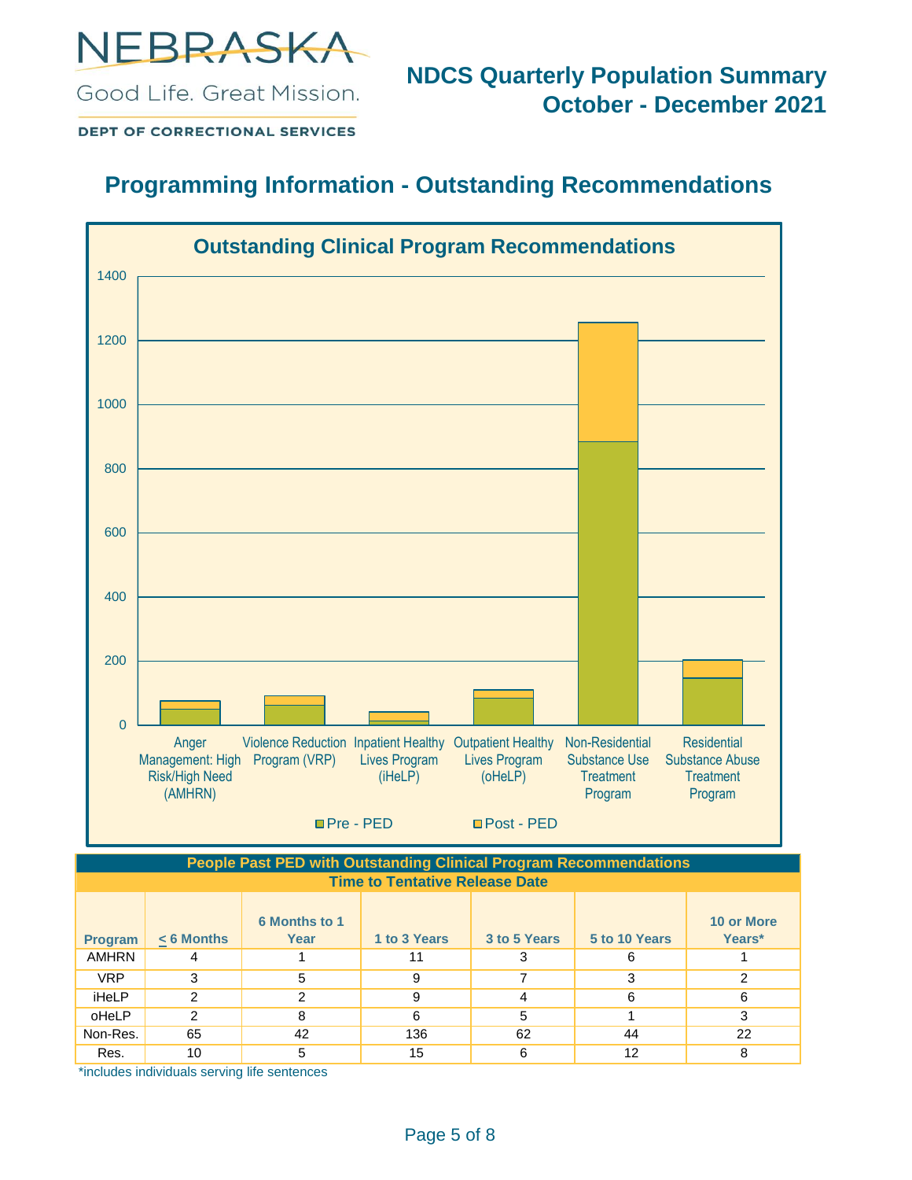NEBRASKA

Good Life. Great Mission.

DEPT OF CORRECTIONAL SERVICES

# NDCS Quarterly Population Summary
# October - December 2021

## Programming Information - Outstanding Recommendations

### Outstanding Clinical Program Recommendations

Anger Management: High Risk/High Need (AMHRN) | Violence Reduction Program (VRP) | Inpatient Healthy Lives Program (iHeLP) | Outpatient Healthy Lives Program (oHeLP) | Non-Residential Substance Use Treatment Program | Residential Substance Abuse Treatment Program

Pre - PED | Post - PED

| People Past PED with Outstanding Clinical Program Recommendations | | | | | | |
|---|---|---|---|---|---|---|
| Time to Tentative Release Date | | | | | | |
| Program | ≤ 6 Months | 6 Months to 1 Year | 1 to 3 Years | 3 to 5 Years | 5 to 10 Years | 10 or More Years* |
| AMHRN | 4 | 1 | 11 | 3 | 6 | 1 |
| VRP | 3 | 5 | 9 | 7 | 3 | 2 |
| iHeLP | 2 | 2 | 9 | 4 | 6 | 6 |
| oHeLP | 2 | 8 | 6 | 5 | 1 | 3 |
| Non-Res. | 65 | 42 | 136 | 62 | 44 | 22 |
| Res. | 10 | 5 | 15 | 6 | 12 | 8 |

*includes individuals serving life sentences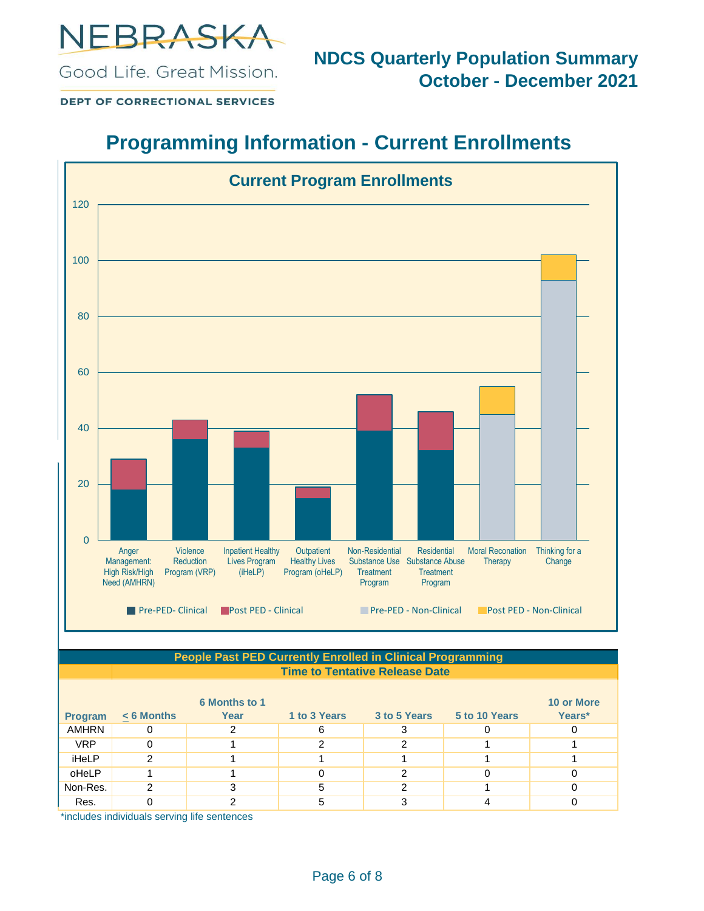NEBRASKA

Good Life. Great Mission.

DEPT OF CORRECTIONAL SERVICES

**NDCS Quarterly Population Summary**
**October - December 2021**

# Programming Information - Current Enrollments

## Current Program Enrollments

Legend: Pre-PED- Clinical, Post PED - Clinical, Pre-PED - Non-Clinical, Post PED - Non-Clinical

Categories: Anger Management: High Risk/High Need (AMHRN); Violence Reduction Program (VRP); Inpatient Healthy Lives Program (iHeLP); Outpatient Healthy Lives Program (oHeLP); Non-Residential Substance Use Treatment Program; Residential Substance Abuse Treatment Program; Moral Reconation Therapy; Thinking for a Change

**People Past PED Currently Enrolled in Clinical Programming**

| | Time to Tentative Release Date | | | | | |
|---|---|---|---|---|---|---|
| **Program** | **< 6 Months** | **6 Months to 1 Year** | **1 to 3 Years** | **3 to 5 Years** | **5 to 10 Years** | **10 or More Years*** |
| AMHRN | 0 | 2 | 6 | 3 | 0 | 0 |
| VRP | 0 | 1 | 2 | 2 | 1 | 1 |
| iHeLP | 2 | 1 | 1 | 1 | 1 | 1 |
| oHeLP | 1 | 1 | 0 | 2 | 0 | 0 |
| Non-Res. | 2 | 3 | 5 | 2 | 1 | 0 |
| Res. | 0 | 2 | 5 | 3 | 4 | 0 |

*includes individuals serving life sentences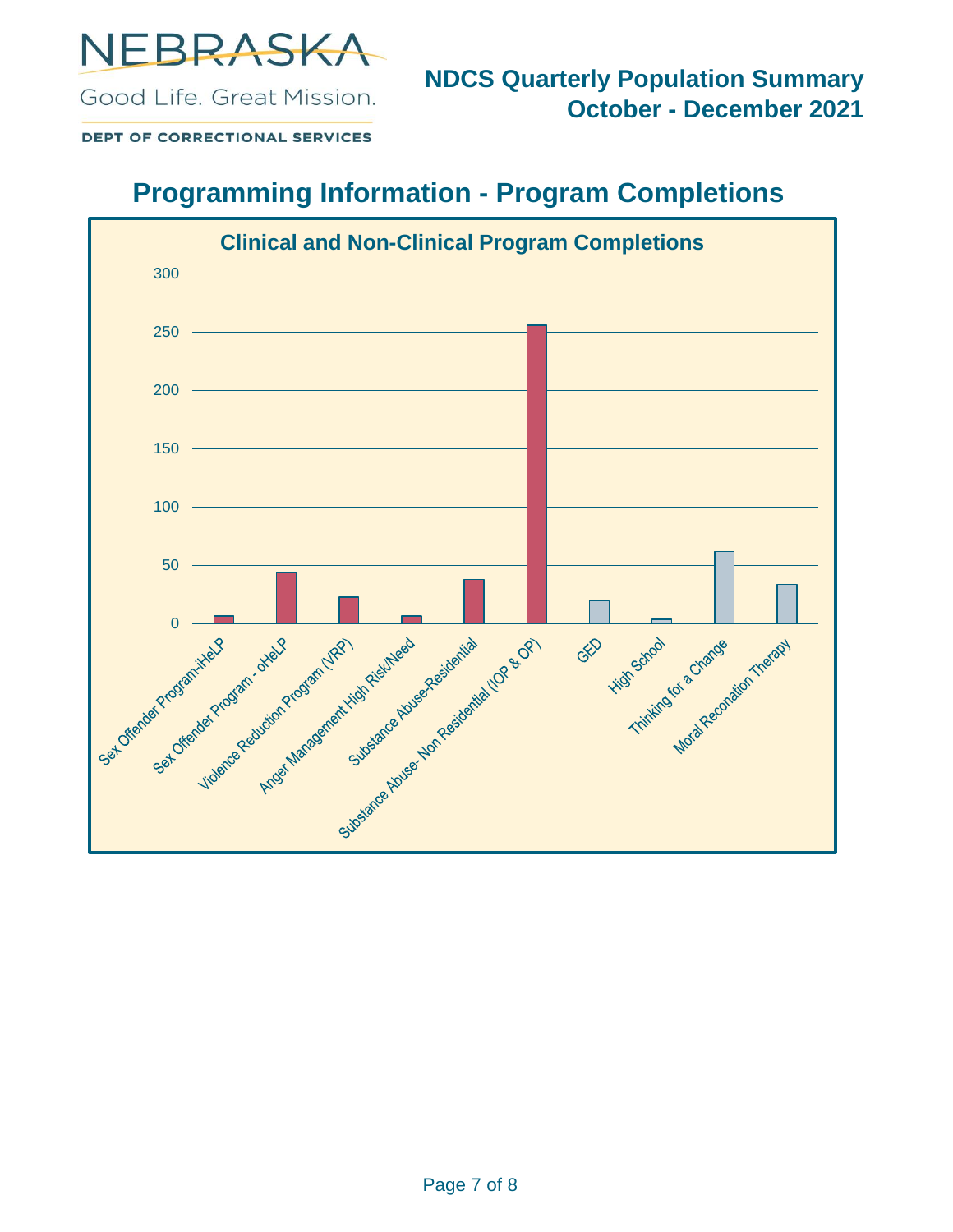## Programming Information - Program Completions

### Clinical and Non-Clinical Program Completions

| Program | Completions (approx.) |
|---|---|
| Sex Offender Program-iHeLP | 7 |
| Sex Offender Program - oHeLP | 44 |
| Violence Reduction Program (VRP) | 23 |
| Anger Management High Risk/Need | 7 |
| Substance Abuse-Residential | 38 |
| Substance Abuse- Non Residential (IOP & OP) | 256 |
| GED | 20 |
| High School | 4 |
| Thinking for a Change | 62 |
| Moral Reconation Therapy | 34 |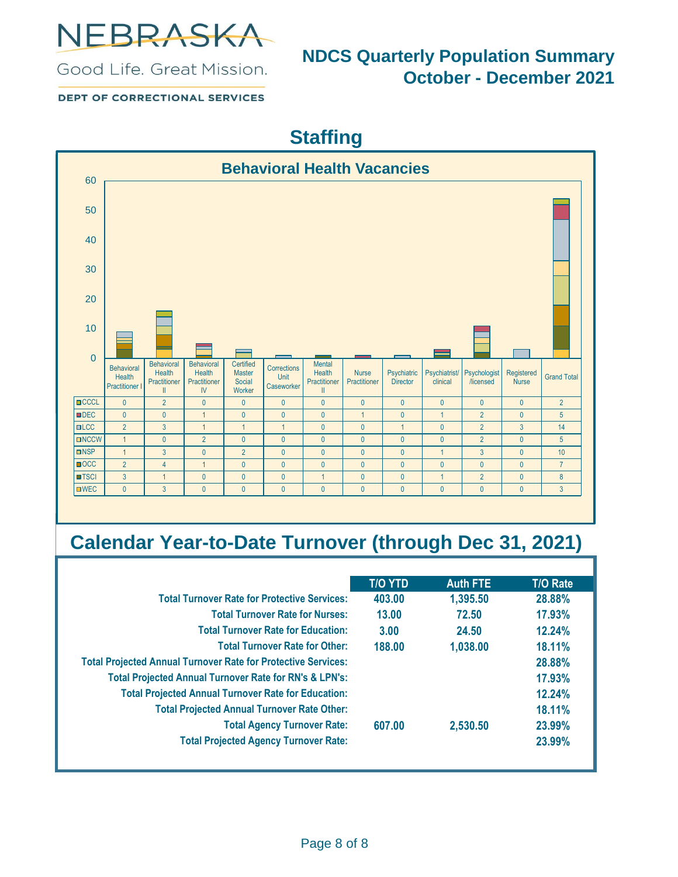# NEBRASKA

Good Life. Great Mission.

DEPT OF CORRECTIONAL SERVICES

## NDCS Quarterly Population Summary
## October - December 2021

## Staffing

### Behavioral Health Vacancies

60
50
40
30
20
10
0

| | Behavioral Health Practitioner I | Behavioral Health Practitioner II | Behavioral Health Practitioner IV | Certified Master Social Worker | Corrections Unit Caseworker | Mental Health Practitioner II | Nurse Practitioner | Psychiatric Director | Psychiatrist/ clinical | Psychologist /licensed | Registered Nurse | Grand Total |
|---|---|---|---|---|---|---|---|---|---|---|---|---|
| CCCL | 0 | 2 | 0 | 0 | 0 | 0 | 0 | 0 | 0 | 0 | 0 | 2 |
| DEC | 0 | 0 | 1 | 0 | 0 | 0 | 1 | 0 | 1 | 2 | 0 | 5 |
| LCC | 2 | 3 | 1 | 1 | 1 | 0 | 0 | 1 | 0 | 2 | 3 | 14 |
| NCCW | 1 | 0 | 2 | 0 | 0 | 0 | 0 | 0 | 0 | 2 | 0 | 5 |
| NSP | 1 | 3 | 0 | 2 | 0 | 0 | 0 | 0 | 1 | 3 | 0 | 10 |
| OCC | 2 | 4 | 1 | 0 | 0 | 0 | 0 | 0 | 0 | 0 | 0 | 7 |
| TSCI | 3 | 1 | 0 | 0 | 0 | 1 | 0 | 0 | 1 | 2 | 0 | 8 |
| WEC | 0 | 3 | 0 | 0 | 0 | 0 | 0 | 0 | 0 | 0 | 0 | 3 |

## Calendar Year-to-Date Turnover (through Dec 31, 2021)

| | T/O YTD | Auth FTE | T/O Rate |
|---|---|---|---|
| **Total Turnover Rate for Protective Services:** | 403.00 | 1,395.50 | 28.88% |
| **Total Turnover Rate for Nurses:** | 13.00 | 72.50 | 17.93% |
| **Total Turnover Rate for Education:** | 3.00 | 24.50 | 12.24% |
| **Total Turnover Rate for Other:** | 188.00 | 1,038.00 | 18.11% |
| **Total Projected Annual Turnover Rate for Protective Services:** | | | 28.88% |
| **Total Projected Annual Turnover Rate for RN's & LPN's:** | | | 17.93% |
| **Total Projected Annual Turnover Rate for Education:** | | | 12.24% |
| **Total Projected Annual Turnover Rate Other:** | | | 18.11% |
| **Total Agency Turnover Rate:** | 607.00 | 2,530.50 | 23.99% |
| **Total Projected Agency Turnover Rate:** | | | 23.99% |